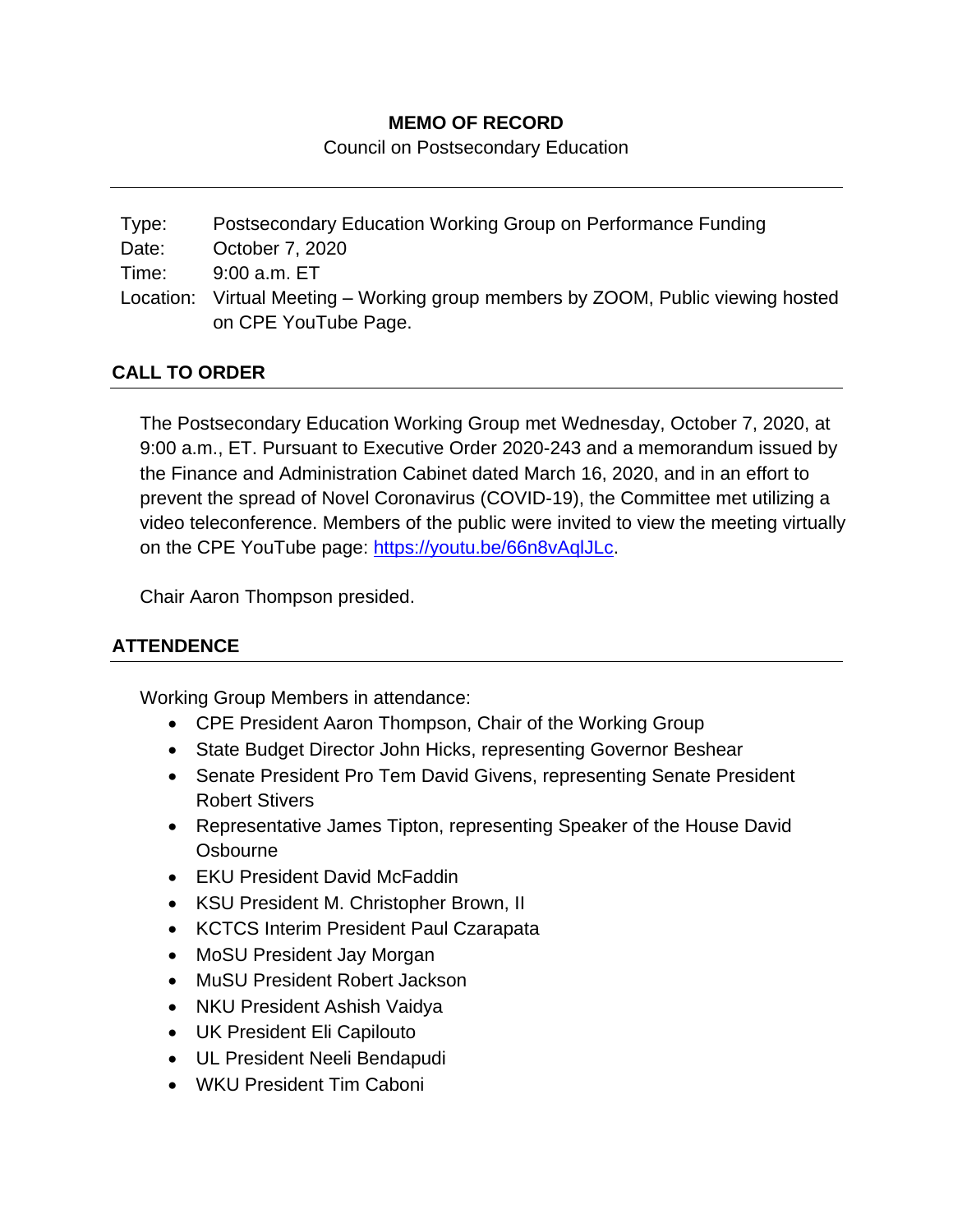**MEMO OF RECORD**

Council on Postsecondary Education

| | |
|---|---|
| Type: | Postsecondary Education Working Group on Performance Funding |
| Date: | October 7, 2020 |
| Time: | 9:00 a.m. ET |
| Location: | Virtual Meeting – Working group members by ZOOM, Public viewing hosted on CPE YouTube Page. |

## CALL TO ORDER

The Postsecondary Education Working Group met Wednesday, October 7, 2020, at 9:00 a.m., ET. Pursuant to Executive Order 2020-243 and a memorandum issued by the Finance and Administration Cabinet dated March 16, 2020, and in an effort to prevent the spread of Novel Coronavirus (COVID-19), the Committee met utilizing a video teleconference. Members of the public were invited to view the meeting virtually on the CPE YouTube page: [https://youtu.be/66n8vAqlJLc](https://youtu.be/66n8vAqlJLc).

Chair Aaron Thompson presided.

## ATTENDENCE

Working Group Members in attendance:

- CPE President Aaron Thompson, Chair of the Working Group
- State Budget Director John Hicks, representing Governor Beshear
- Senate President Pro Tem David Givens, representing Senate President Robert Stivers
- Representative James Tipton, representing Speaker of the House David Osbourne
- EKU President David McFaddin
- KSU President M. Christopher Brown, II
- KCTCS Interim President Paul Czarapata
- MoSU President Jay Morgan
- MuSU President Robert Jackson
- NKU President Ashish Vaidya
- UK President Eli Capilouto
- UL President Neeli Bendapudi
- WKU President Tim Caboni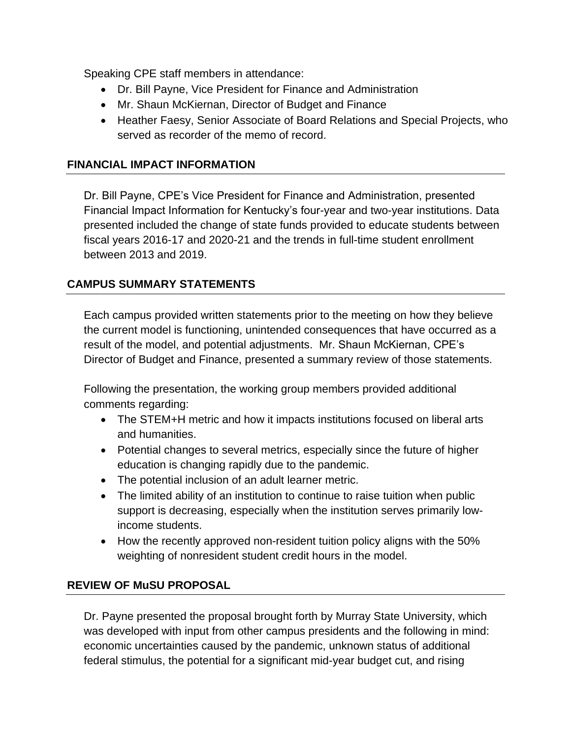Speaking CPE staff members in attendance:

- Dr. Bill Payne, Vice President for Finance and Administration
- Mr. Shaun McKiernan, Director of Budget and Finance
- Heather Faesy, Senior Associate of Board Relations and Special Projects, who served as recorder of the memo of record.

## FINANCIAL IMPACT INFORMATION

Dr. Bill Payne, CPE's Vice President for Finance and Administration, presented Financial Impact Information for Kentucky's four-year and two-year institutions. Data presented included the change of state funds provided to educate students between fiscal years 2016-17 and 2020-21 and the trends in full-time student enrollment between 2013 and 2019.

## CAMPUS SUMMARY STATEMENTS

Each campus provided written statements prior to the meeting on how they believe the current model is functioning, unintended consequences that have occurred as a result of the model, and potential adjustments. Mr. Shaun McKiernan, CPE's Director of Budget and Finance, presented a summary review of those statements.

Following the presentation, the working group members provided additional comments regarding:

- The STEM+H metric and how it impacts institutions focused on liberal arts and humanities.
- Potential changes to several metrics, especially since the future of higher education is changing rapidly due to the pandemic.
- The potential inclusion of an adult learner metric.
- The limited ability of an institution to continue to raise tuition when public support is decreasing, especially when the institution serves primarily low-income students.
- How the recently approved non-resident tuition policy aligns with the 50% weighting of nonresident student credit hours in the model.

## REVIEW OF MuSU PROPOSAL

Dr. Payne presented the proposal brought forth by Murray State University, which was developed with input from other campus presidents and the following in mind: economic uncertainties caused by the pandemic, unknown status of additional federal stimulus, the potential for a significant mid-year budget cut, and rising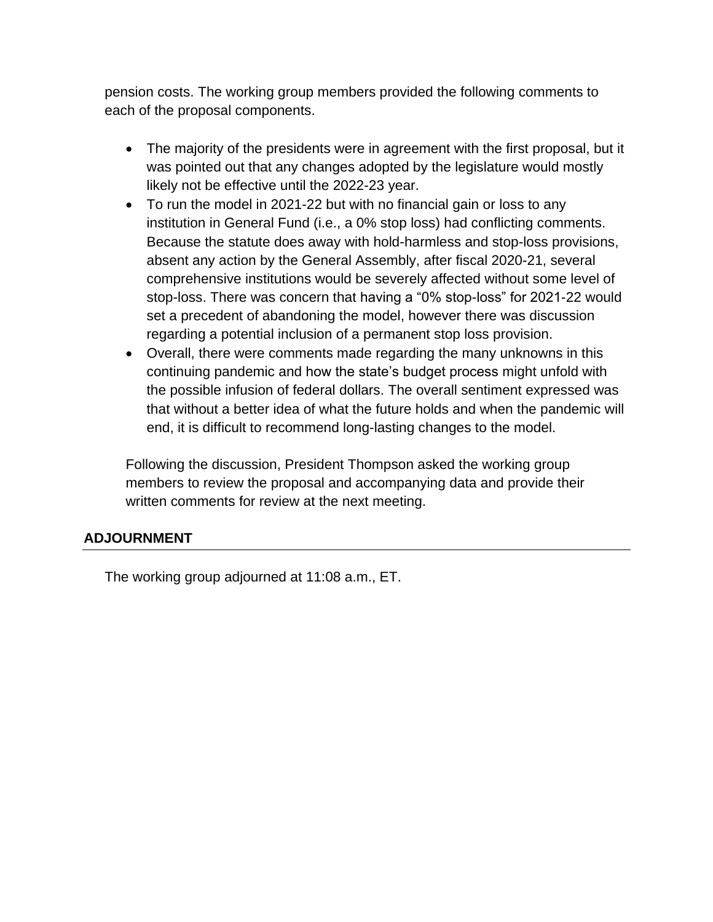pension costs. The working group members provided the following comments to each of the proposal components.

- The majority of the presidents were in agreement with the first proposal, but it was pointed out that any changes adopted by the legislature would mostly likely not be effective until the 2022-23 year.
- To run the model in 2021-22 but with no financial gain or loss to any institution in General Fund (i.e., a 0% stop loss) had conflicting comments. Because the statute does away with hold-harmless and stop-loss provisions, absent any action by the General Assembly, after fiscal 2020-21, several comprehensive institutions would be severely affected without some level of stop-loss. There was concern that having a “0% stop-loss” for 2021-22 would set a precedent of abandoning the model, however there was discussion regarding a potential inclusion of a permanent stop loss provision.
- Overall, there were comments made regarding the many unknowns in this continuing pandemic and how the state’s budget process might unfold with the possible infusion of federal dollars. The overall sentiment expressed was that without a better idea of what the future holds and when the pandemic will end, it is difficult to recommend long-lasting changes to the model.

Following the discussion, President Thompson asked the working group members to review the proposal and accompanying data and provide their written comments for review at the next meeting.

## ADJOURNMENT

The working group adjourned at 11:08 a.m., ET.